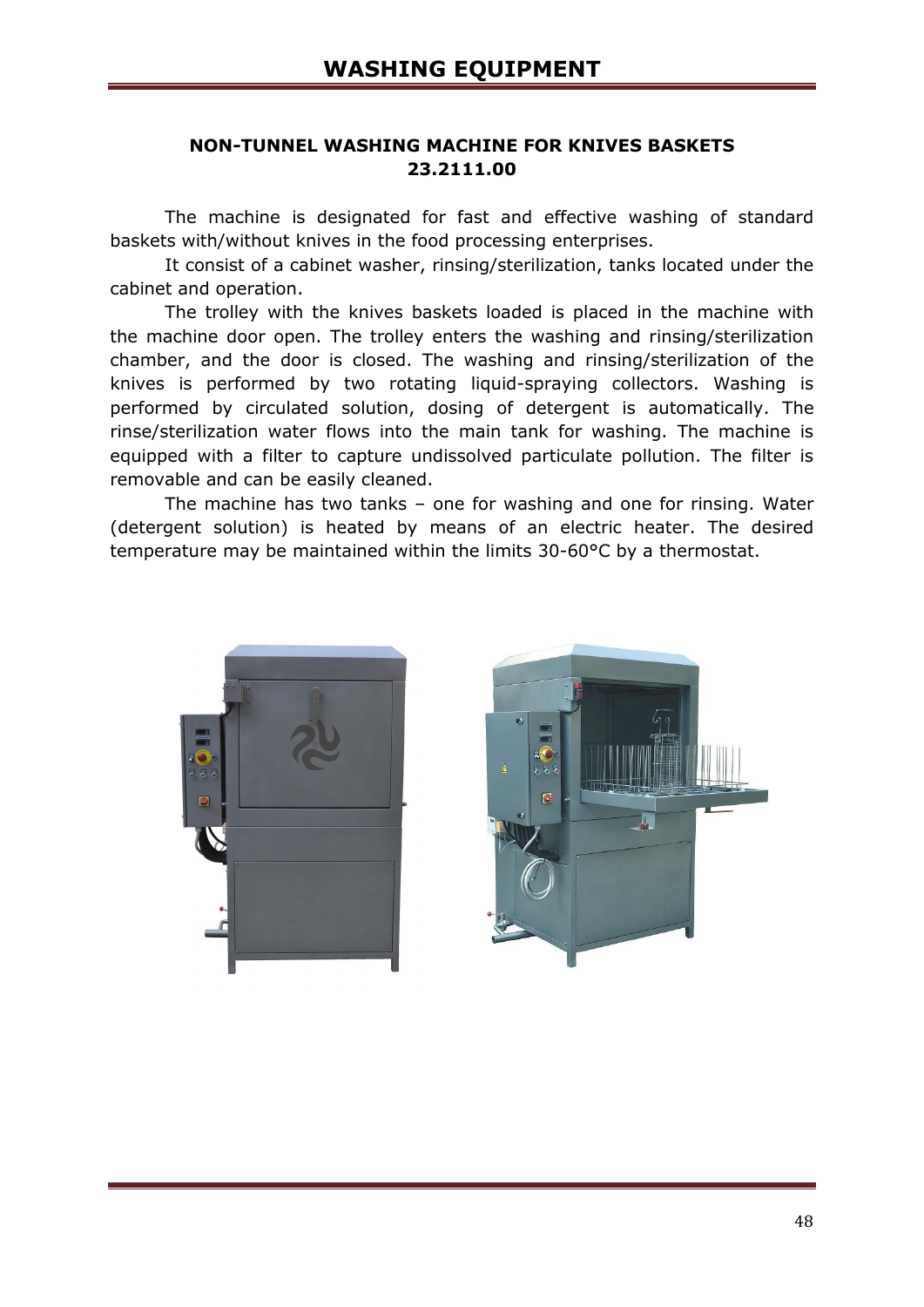# WASHING EQUIPMENT

## NON-TUNNEL WASHING MACHINE FOR KNIVES BASKETS 23.2111.00

The machine is designated for fast and effective washing of standard baskets with/without knives in the food processing enterprises.

It consist of a cabinet washer, rinsing/sterilization, tanks located under the cabinet and operation.

The trolley with the knives baskets loaded is placed in the machine with the machine door open. The trolley enters the washing and rinsing/sterilization chamber, and the door is closed. The washing and rinsing/sterilization of the knives is performed by two rotating liquid-spraying collectors. Washing is performed by circulated solution, dosing of detergent is automatically. The rinse/sterilization water flows into the main tank for washing. The machine is equipped with a filter to capture undissolved particulate pollution. The filter is removable and can be easily cleaned.

The machine has two tanks – one for washing and one for rinsing. Water (detergent solution) is heated by means of an electric heater. The desired temperature may be maintained within the limits 30-60°C by a thermostat.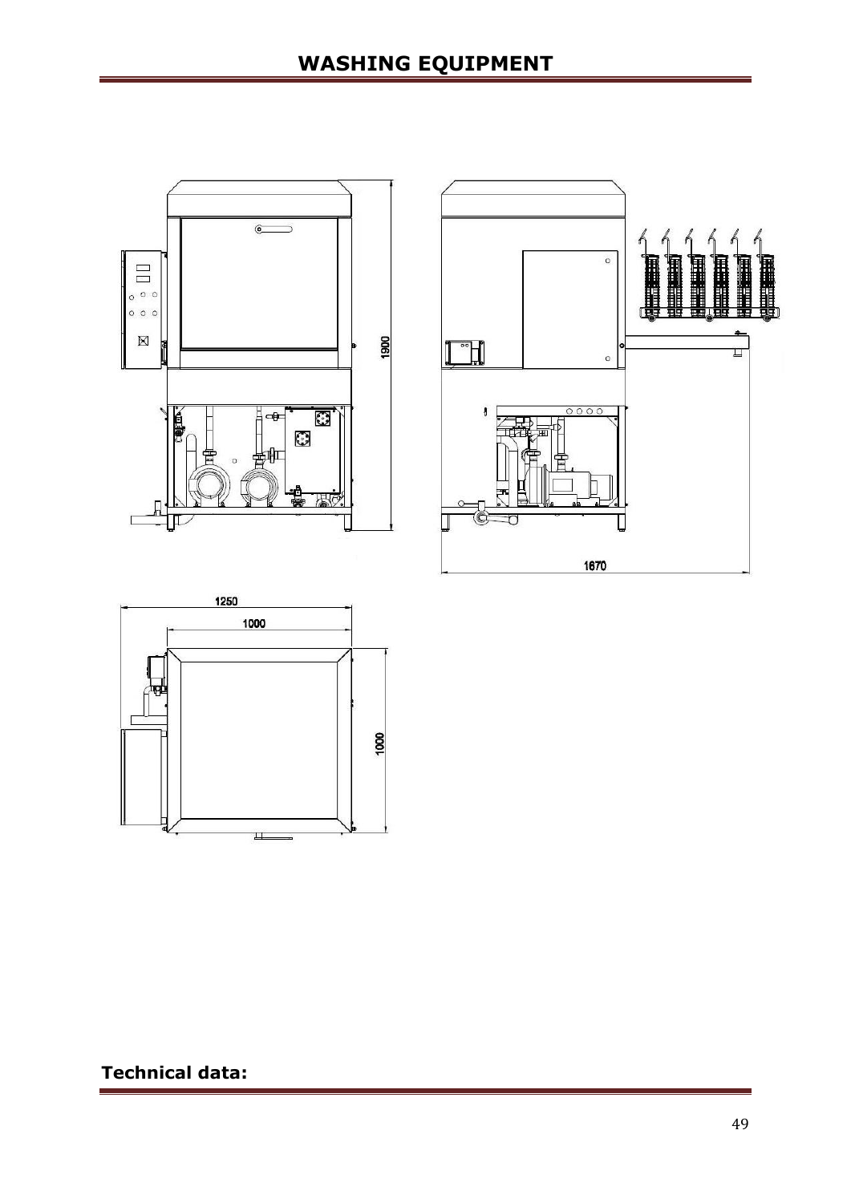# WASHING EQUIPMENT

## Technical data: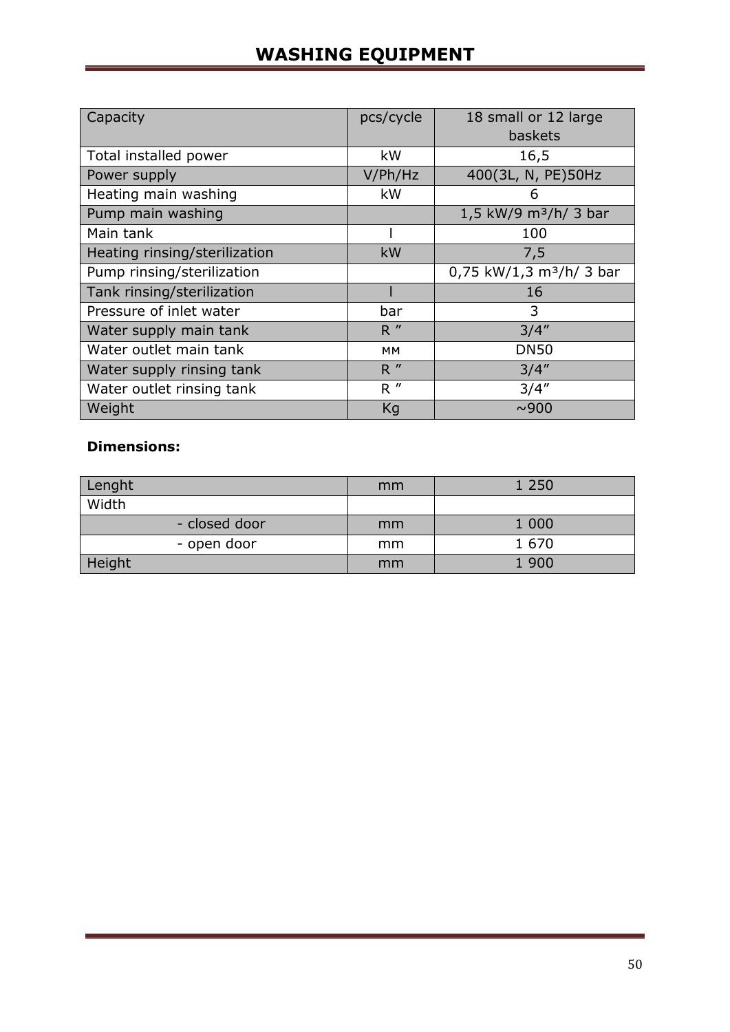# WASHING EQUIPMENT

| Capacity | pcs/cycle | 18 small or 12 large baskets |
|---|---|---|
| Total installed power | kW | 16,5 |
| Power supply | V/Ph/Hz | 400(3L, N, PE)50Hz |
| Heating main washing | kW | 6 |
| Pump main washing | | 1,5 kW/9 m³/h/ 3 bar |
| Main tank | l | 100 |
| Heating rinsing/sterilization | kW | 7,5 |
| Pump rinsing/sterilization | | 0,75 kW/1,3 m³/h/ 3 bar |
| Tank rinsing/sterilization | l | 16 |
| Pressure of inlet water | bar | 3 |
| Water supply main tank | R ″ | 3/4″ |
| Water outlet main tank | мм | DN50 |
| Water supply rinsing tank | R ″ | 3/4″ |
| Water outlet rinsing tank | R ″ | 3/4″ |
| Weight | Kg | ~900 |

**Dimensions:**

| Lenght | mm | 1 250 |
|---|---|---|
| Width | | |
| - closed door | mm | 1 000 |
| - open door | mm | 1 670 |
| Height | mm | 1 900 |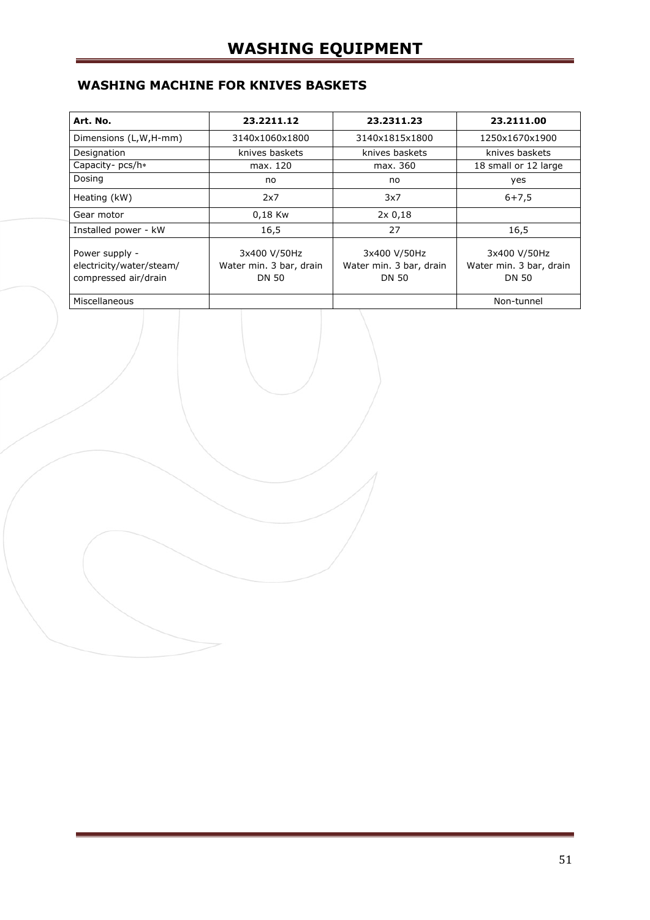# WASHING EQUIPMENT

## WASHING MACHINE FOR KNIVES BASKETS

| Art. No. | 23.2211.12 | 23.2311.23 | 23.2111.00 |
|---|---|---|---|
| Dimensions (L,W,H-mm) | 3140x1060x1800 | 3140x1815x1800 | 1250x1670x1900 |
| Designation | knives baskets | knives baskets | knives baskets |
| Capacity- pcs/h* | max. 120 | max. 360 | 18 small or 12 large |
| Dosing | no | no | yes |
| Heating (kW) | 2x7 | 3x7 | 6+7,5 |
| Gear motor | 0,18 Kw | 2x 0,18 | |
| Installed power - kW | 16,5 | 27 | 16,5 |
| Power supply - electricity/water/steam/ compressed air/drain | 3x400 V/50Hz Water min. 3 bar, drain DN 50 | 3x400 V/50Hz Water min. 3 bar, drain DN 50 | 3x400 V/50Hz Water min. 3 bar, drain DN 50 |
| Miscellaneous | | | Non-tunnel |